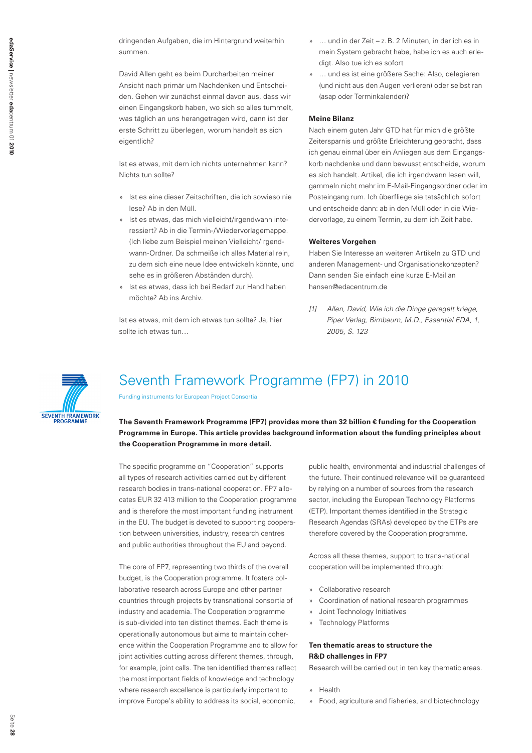dringenden Aufgaben, die im Hintergrund weiterhin summen.

David Allen geht es beim Durcharbeiten meiner Ansicht nach primär um Nachdenken und Entscheiden. Gehen wir zunächst einmal davon aus, dass wir einen Eingangskorb haben, wo sich so alles tummelt, was täglich an uns herangetragen wird, dann ist der erste Schritt zu überlegen, worum handelt es sich eigentlich?

Ist es etwas, mit dem ich nichts unternehmen kann? Nichts tun sollte?

- Ist es eine dieser Zeitschriften, die ich sowieso nie lese? Ab in den Müll.
- Ist es etwas, das mich vielleicht/irgendwann interessiert? Ab in die Termin-/Wiedervorlagemappe. (Ich liebe zum Beispiel meinen Vielleicht/Irgendwann-Ordner. Da schmeiße ich alles Material rein, zu dem sich eine neue Idee entwickeln könnte, und sehe es in größeren Abständen durch).
- Ist es etwas, dass ich bei Bedarf zur Hand haben möchte? Ab ins Archiv.

Ist es etwas, mit dem ich etwas tun sollte? Ja, hier sollte ich etwas tun…

- … und in der Zeit – z. B. 2 Minuten, in der ich es in mein System gebracht habe, habe ich es auch erledigt. Also tue ich es sofort
- … und es ist eine größere Sache: Also, delegieren (und nicht aus den Augen verlieren) oder selbst ran (asap oder Terminkalender)?

**Meine Bilanz**

Nach einem guten Jahr GTD hat für mich die größte Zeitersparnis und größte Erleichterung gebracht, dass ich genau einmal über ein Anliegen aus dem Eingangskorb nachdenke und dann bewusst entscheide, worum es sich handelt. Artikel, die ich irgendwann lesen will, gammeln nicht mehr im E-Mail-Eingangsordner oder im Posteingang rum. Ich überfliege sie tatsächlich sofort und entscheide dann: ab in den Müll oder in die Wiedervorlage, zu einem Termin, zu dem ich Zeit habe.

**Weiteres Vorgehen**

Haben Sie Interesse an weiteren Artikeln zu GTD und anderen Management- und Organisationskonzepten? Dann senden Sie einfach eine kurze E-Mail an hansen@edacentrum.de

*[1] Allen, David, Wie ich die Dinge geregelt kriege, Piper Verlag, Birnbaum, M.D., Essential EDA, 1, 2005, S. 123*

SEVENTH FRAMEWORK PROGRAMME

# Seventh Framework Programme (FP7) in 2010

Funding instruments for European Project Consortia

**The Seventh Framework Programme (FP7) provides more than 32 billion € funding for the Cooperation Programme in Europe. This article provides background information about the funding principles about the Cooperation Programme in more detail.**

The specific programme on "Cooperation" supports all types of research activities carried out by different research bodies in trans-national cooperation. FP7 allocates EUR 32 413 million to the Cooperation programme and is therefore the most important funding instrument in the EU. The budget is devoted to supporting cooperation between universities, industry, research centres and public authorities throughout the EU and beyond.

The core of FP7, representing two thirds of the overall budget, is the Cooperation programme. It fosters collaborative research across Europe and other partner countries through projects by transnational consortia of industry and academia. The Cooperation programme is sub-divided into ten distinct themes. Each theme is operationally autonomous but aims to maintain coherence within the Cooperation Programme and to allow for joint activities cutting across different themes, through, for example, joint calls. The ten identified themes reflect the most important fields of knowledge and technology where research excellence is particularly important to improve Europe's ability to address its social, economic, public health, environmental and industrial challenges of the future. Their continued relevance will be guaranteed by relying on a number of sources from the research sector, including the European Technology Platforms (ETP). Important themes identified in the Strategic Research Agendas (SRAs) developed by the ETPs are therefore covered by the Cooperation programme.

Across all these themes, support to trans-national cooperation will be implemented through:

- Collaborative research
- Coordination of national research programmes
- Joint Technology Initiatives
- Technology Platforms

**Ten thematic areas to structure the R&D challenges in FP7**

Research will be carried out in ten key thematic areas.

- Health
- Food, agriculture and fisheries, and biotechnology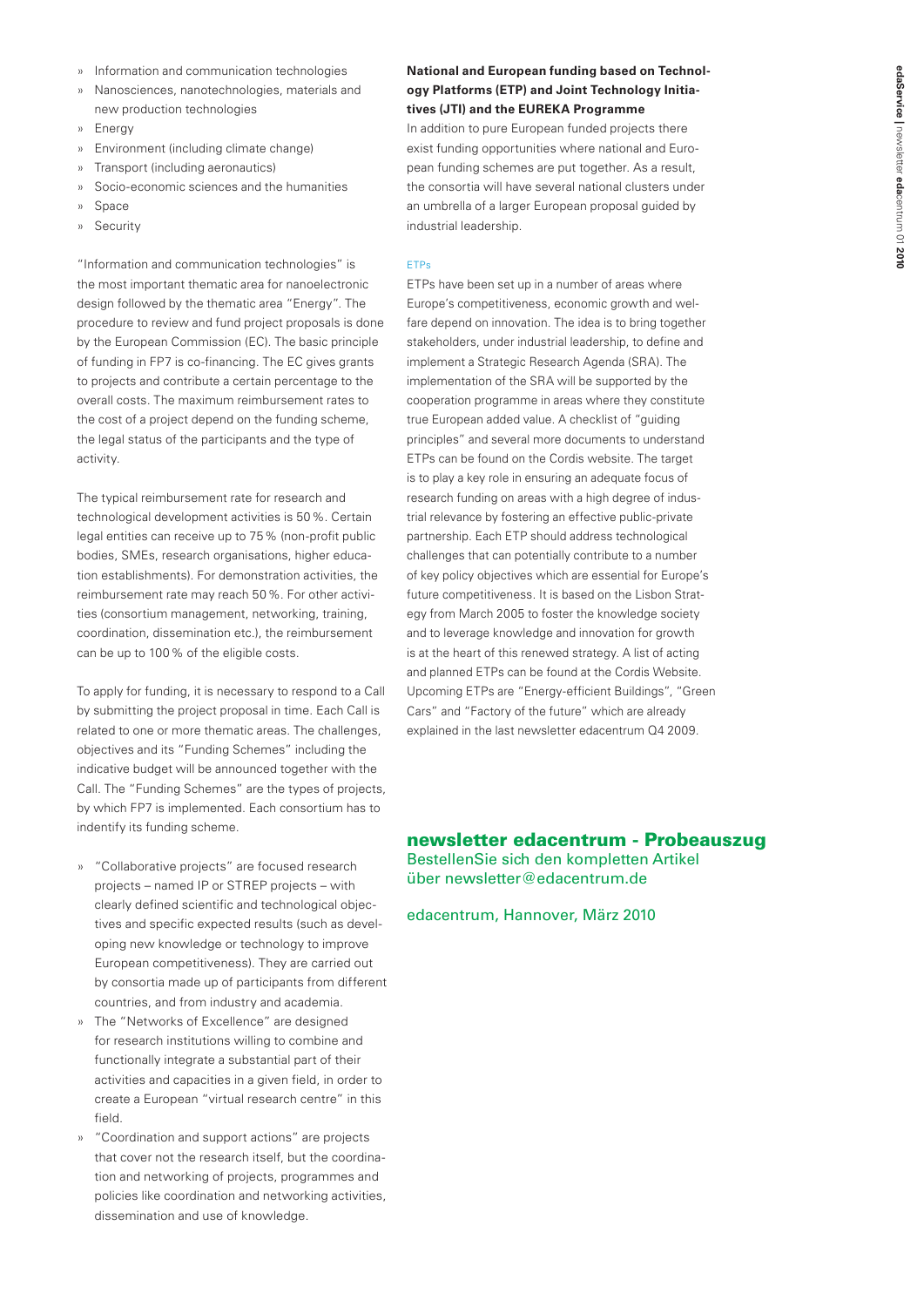- Information and communication technologies
- Nanosciences, nanotechnologies, materials and new production technologies
- Energy
- Environment (including climate change)
- Transport (including aeronautics)
- Socio-economic sciences and the humanities
- Space
- Security

"Information and communication technologies" is the most important thematic area for nanoelectronic design followed by the thematic area "Energy". The procedure to review and fund project proposals is done by the European Commission (EC). The basic principle of funding in FP7 is co-financing. The EC gives grants to projects and contribute a certain percentage to the overall costs. The maximum reimbursement rates to the cost of a project depend on the funding scheme, the legal status of the participants and the type of activity.

The typical reimbursement rate for research and technological development activities is 50 %. Certain legal entities can receive up to 75 % (non-profit public bodies, SMEs, research organisations, higher education establishments). For demonstration activities, the reimbursement rate may reach 50 %. For other activities (consortium management, networking, training, coordination, dissemination etc.), the reimbursement can be up to 100 % of the eligible costs.

To apply for funding, it is necessary to respond to a Call by submitting the project proposal in time. Each Call is related to one or more thematic areas. The challenges, objectives and its "Funding Schemes" including the indicative budget will be announced together with the Call. The "Funding Schemes" are the types of projects, by which FP7 is implemented. Each consortium has to indentify its funding scheme.

- "Collaborative projects" are focused research projects – named IP or STREP projects – with clearly defined scientific and technological objectives and specific expected results (such as developing new knowledge or technology to improve European competitiveness). They are carried out by consortia made up of participants from different countries, and from industry and academia.
- The "Networks of Excellence" are designed for research institutions willing to combine and functionally integrate a substantial part of their activities and capacities in a given field, in order to create a European "virtual research centre" in this field.
- "Coordination and support actions" are projects that cover not the research itself, but the coordination and networking of projects, programmes and policies like coordination and networking activities, dissemination and use of knowledge.

**National and European funding based on Technology Platforms (ETP) and Joint Technology Initiatives (JTI) and the EUREKA Programme**

In addition to pure European funded projects there exist funding opportunities where national and European funding schemes are put together. As a result, the consortia will have several national clusters under an umbrella of a larger European proposal guided by industrial leadership.

ETPs

ETPs have been set up in a number of areas where Europe's competitiveness, economic growth and welfare depend on innovation. The idea is to bring together stakeholders, under industrial leadership, to define and implement a Strategic Research Agenda (SRA). The implementation of the SRA will be supported by the cooperation programme in areas where they constitute true European added value. A checklist of "guiding principles" and several more documents to understand ETPs can be found on the Cordis website. The target is to play a key role in ensuring an adequate focus of research funding on areas with a high degree of industrial relevance by fostering an effective public-private partnership. Each ETP should address technological challenges that can potentially contribute to a number of key policy objectives which are essential for Europe's future competitiveness. It is based on the Lisbon Strategy from March 2005 to foster the knowledge society and to leverage knowledge and innovation for growth is at the heart of this renewed strategy. A list of acting and planned ETPs can be found at the Cordis Website. Upcoming ETPs are "Energy-efficient Buildings", "Green Cars" and "Factory of the future" which are already explained in the last newsletter edacentrum Q4 2009.

**newsletter edacentrum - Probeauszug**

BestellenSie sich den kompletten Artikel über newsletter@edacentrum.de

edacentrum, Hannover, März 2010